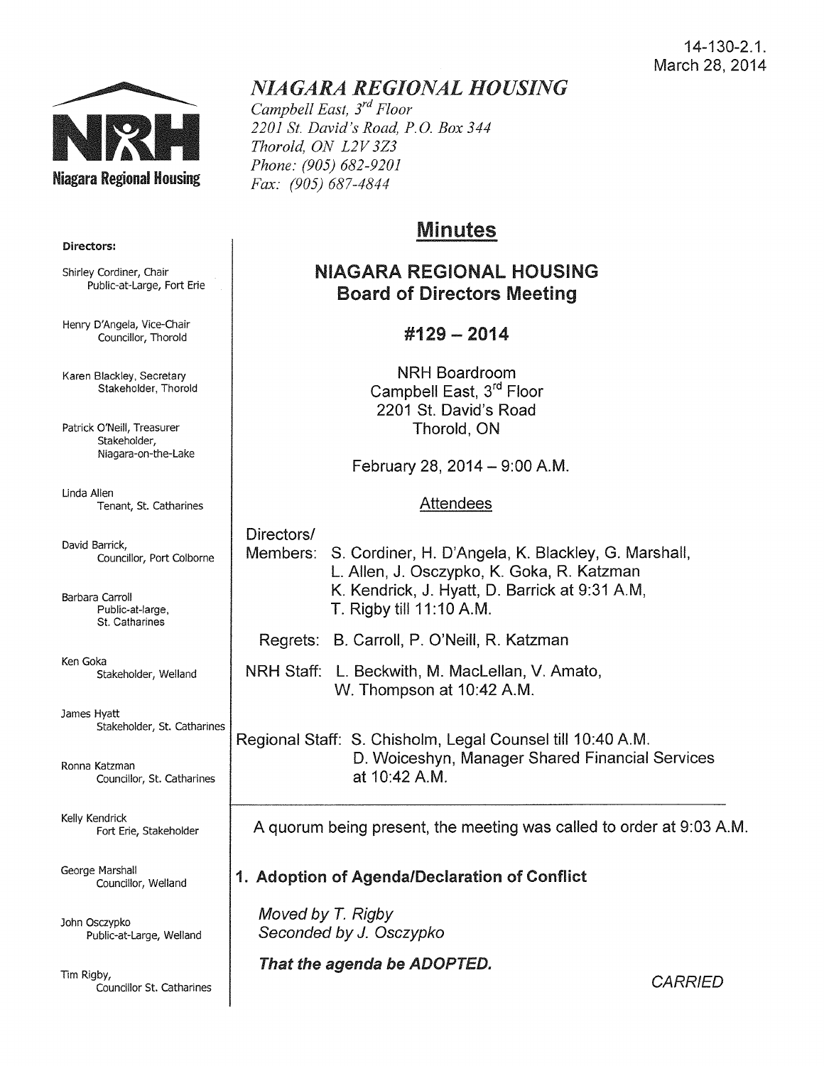14-130-2.1.
March 28, 2014

# NIAGARA REGIONAL HOUSING

*Campbell East, 3rd Floor*
*2201 St. David's Road, P.O. Box 344*
*Thorold, ON L2V 3Z3*
*Phone: (905) 682-9201*
*Fax: (905) 687-4844*

**Directors:**

Shirley Cordiner, Chair
Public-at-Large, Fort Erie

Henry D'Angela, Vice-Chair
Councillor, Thorold

Karen Blackley, Secretary
Stakeholder, Thorold

Patrick O'Neill, Treasurer
Stakeholder, Niagara-on-the-Lake

Linda Allen
Tenant, St. Catharines

David Barrick,
Councillor, Port Colborne

Barbara Carroll
Public-at-large, St. Catharines

Ken Goka
Stakeholder, Welland

James Hyatt
Stakeholder, St. Catharines

Ronna Katzman
Councillor, St. Catharines

Kelly Kendrick
Fort Erie, Stakeholder

George Marshall
Councillor, Welland

John Osczypko
Public-at-Large, Welland

Tim Rigby,
Councillor St. Catharines

## Minutes

### NIAGARA REGIONAL HOUSING Board of Directors Meeting

### #129 – 2014

NRH Boardroom
Campbell East, 3rd Floor
2201 St. David's Road
Thorold, ON

February 28, 2014 – 9:00 A.M.

Attendees

Directors/Members: S. Cordiner, H. D'Angela, K. Blackley, G. Marshall, L. Allen, J. Osczypko, K. Goka, R. Katzman K. Kendrick, J. Hyatt, D. Barrick at 9:31 A.M, T. Rigby till 11:10 A.M.

Regrets: B. Carroll, P. O'Neill, R. Katzman

NRH Staff: L. Beckwith, M. MacLellan, V. Amato, W. Thompson at 10:42 A.M.

Regional Staff: S. Chisholm, Legal Counsel till 10:40 A.M. D. Woiceshyn, Manager Shared Financial Services at 10:42 A.M.

---

A quorum being present, the meeting was called to order at 9:03 A.M.

## 1. Adoption of Agenda/Declaration of Conflict

*Moved by T. Rigby*
*Seconded by J. Osczypko*

***That the agenda be ADOPTED.***

*CARRIED*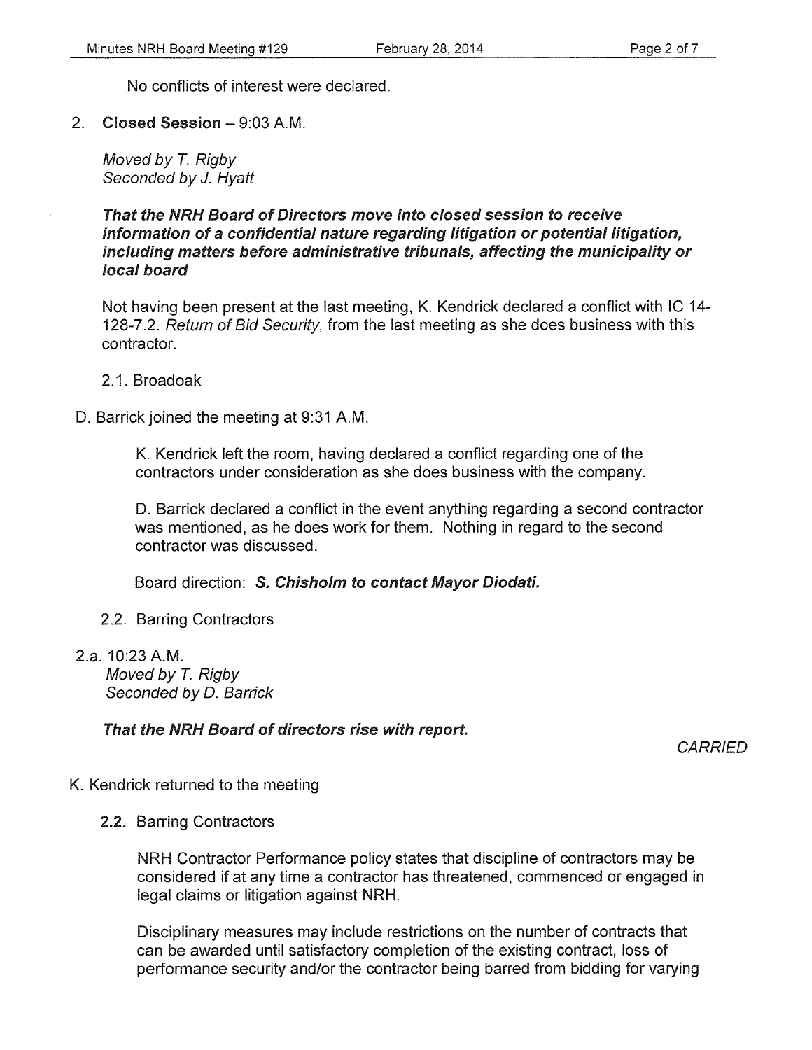No conflicts of interest were declared.

2. **Closed Session** – 9:03 A.M.

   *Moved by T. Rigby*
   *Seconded by J. Hyatt*

   ***That the NRH Board of Directors move into closed session to receive information of a confidential nature regarding litigation or potential litigation, including matters before administrative tribunals, affecting the municipality or local board***

   Not having been present at the last meeting, K. Kendrick declared a conflict with IC 14-128-7.2. *Return of Bid Security,* from the last meeting as she does business with this contractor.

   2.1. Broadoak

D. Barrick joined the meeting at 9:31 A.M.

   K. Kendrick left the room, having declared a conflict regarding one of the contractors under consideration as she does business with the company.

   D. Barrick declared a conflict in the event anything regarding a second contractor was mentioned, as he does work for them. Nothing in regard to the second contractor was discussed.

   Board direction: ***S. Chisholm to contact Mayor Diodati.***

   2.2. Barring Contractors

2.a. 10:23 A.M.
   *Moved by T. Rigby*
   *Seconded by D. Barrick*

   ***That the NRH Board of directors rise with report.***

   *CARRIED*

K. Kendrick returned to the meeting

   **2.2.** Barring Contractors

   NRH Contractor Performance policy states that discipline of contractors may be considered if at any time a contractor has threatened, commenced or engaged in legal claims or litigation against NRH.

   Disciplinary measures may include restrictions on the number of contracts that can be awarded until satisfactory completion of the existing contract, loss of performance security and/or the contractor being barred from bidding for varying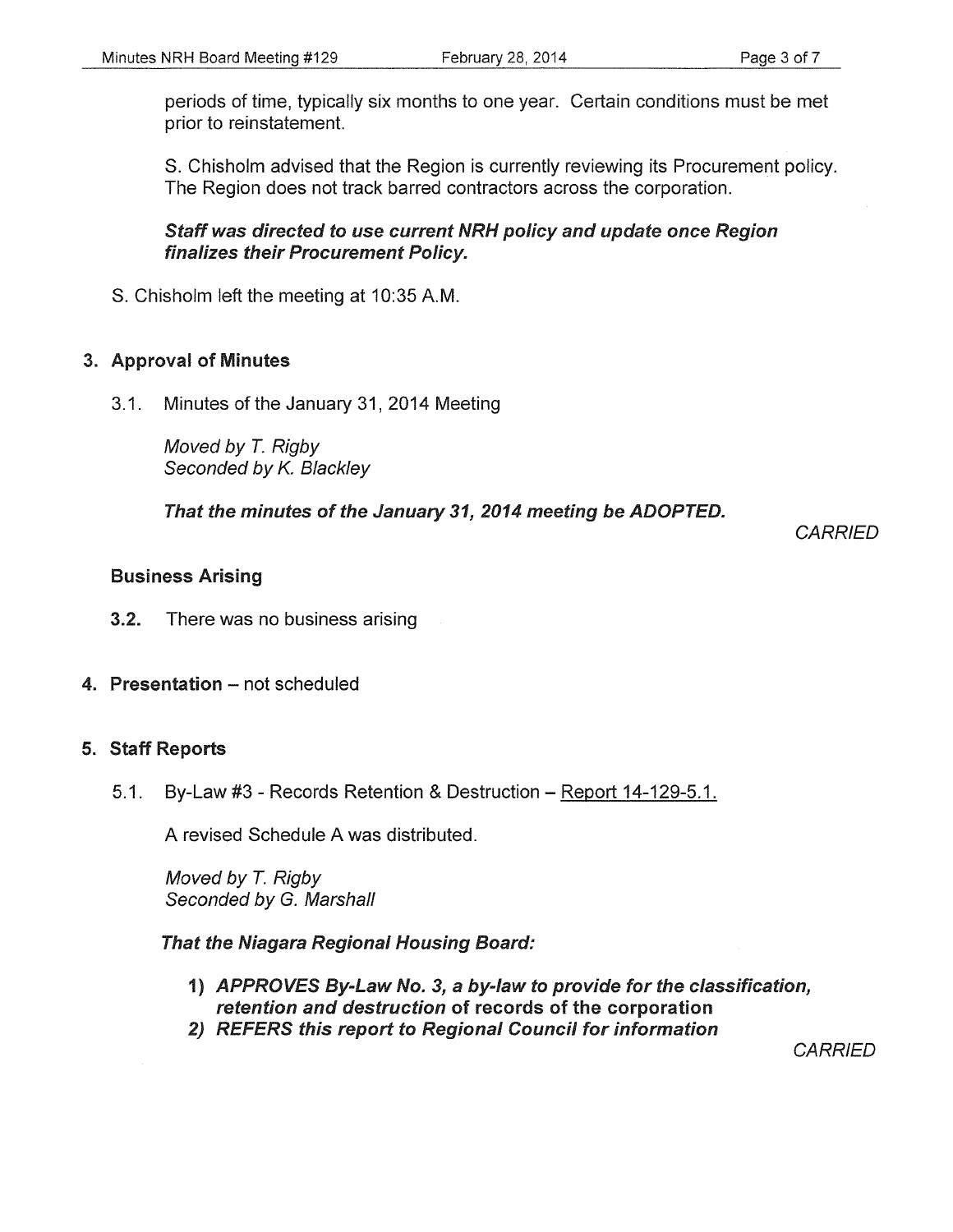periods of time, typically six months to one year. Certain conditions must be met prior to reinstatement.

S. Chisholm advised that the Region is currently reviewing its Procurement policy. The Region does not track barred contractors across the corporation.

***Staff was directed to use current NRH policy and update once Region finalizes their Procurement Policy.***

S. Chisholm left the meeting at 10:35 A.M.

## 3. Approval of Minutes

3.1. Minutes of the January 31, 2014 Meeting

*Moved by T. Rigby*
*Seconded by K. Blackley*

***That the minutes of the January 31, 2014 meeting be ADOPTED.***

*CARRIED*

### Business Arising

**3.2.** There was no business arising

## 4. Presentation – not scheduled

## 5. Staff Reports

5.1. By-Law #3 - Records Retention & Destruction – Report 14-129-5.1.

A revised Schedule A was distributed.

*Moved by T. Rigby*
*Seconded by G. Marshall*

***That the Niagara Regional Housing Board:***

1) ***APPROVES By-Law No. 3, a by-law to provide for the classification, retention and destruction*** **of records of the corporation**
2) ***REFERS this report to Regional Council for information***

*CARRIED*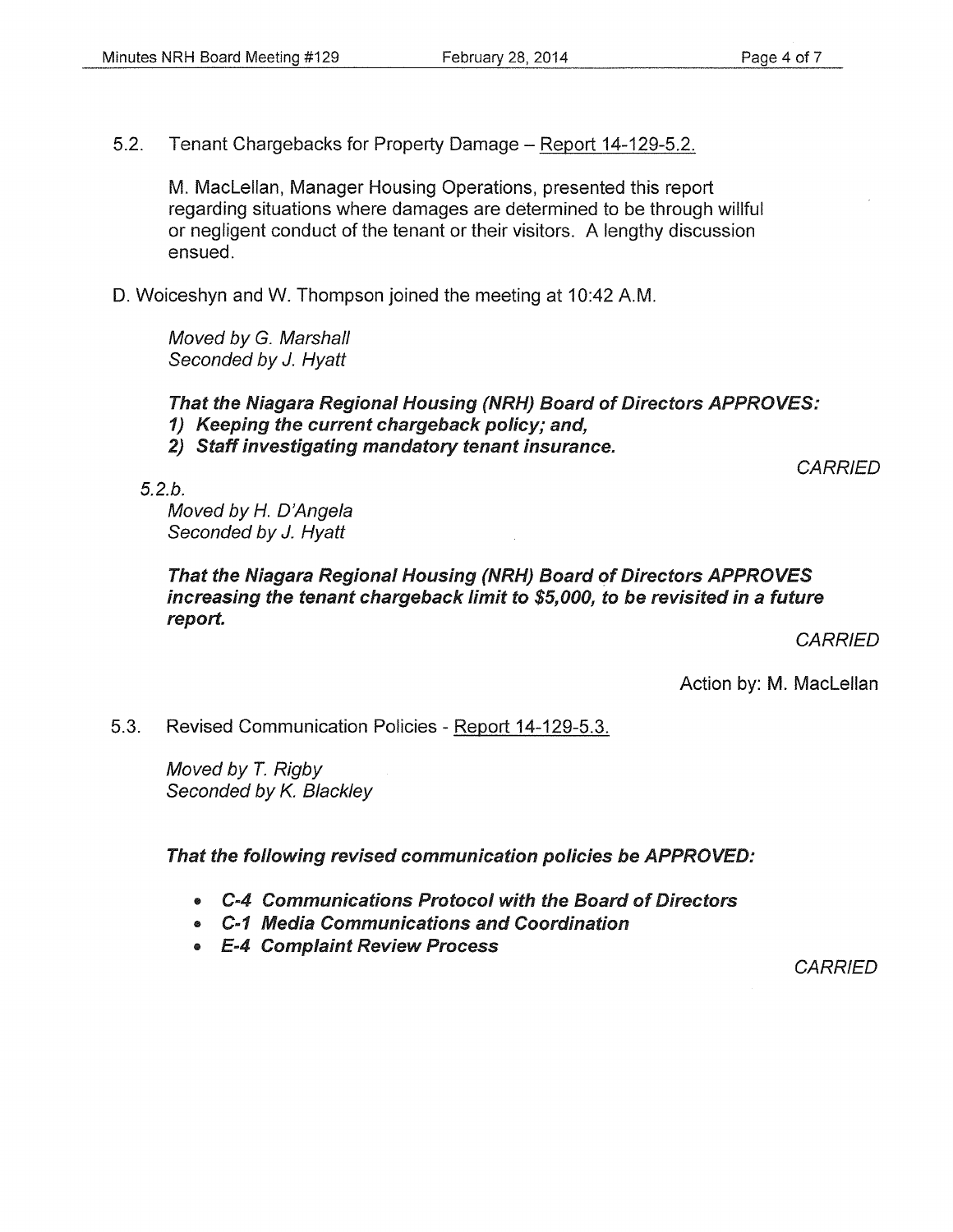5.2. Tenant Chargebacks for Property Damage – Report 14-129-5.2.

M. MacLellan, Manager Housing Operations, presented this report regarding situations where damages are determined to be through willful or negligent conduct of the tenant or their visitors. A lengthy discussion ensued.

D. Woiceshyn and W. Thompson joined the meeting at 10:42 A.M.

*Moved by G. Marshall*
*Seconded by J. Hyatt*

***That the Niagara Regional Housing (NRH) Board of Directors APPROVES:***
***1) Keeping the current chargeback policy; and,***
***2) Staff investigating mandatory tenant insurance.***

*CARRIED*

*5.2.b.*
*Moved by H. D'Angela*
*Seconded by J. Hyatt*

***That the Niagara Regional Housing (NRH) Board of Directors APPROVES increasing the tenant chargeback limit to $5,000, to be revisited in a future report.***

*CARRIED*

Action by: M. MacLellan

5.3. Revised Communication Policies - Report 14-129-5.3.

*Moved by T. Rigby*
*Seconded by K. Blackley*

***That the following revised communication policies be APPROVED:***

- ***C-4 Communications Protocol with the Board of Directors***
- ***C-1 Media Communications and Coordination***
- ***E-4 Complaint Review Process***

*CARRIED*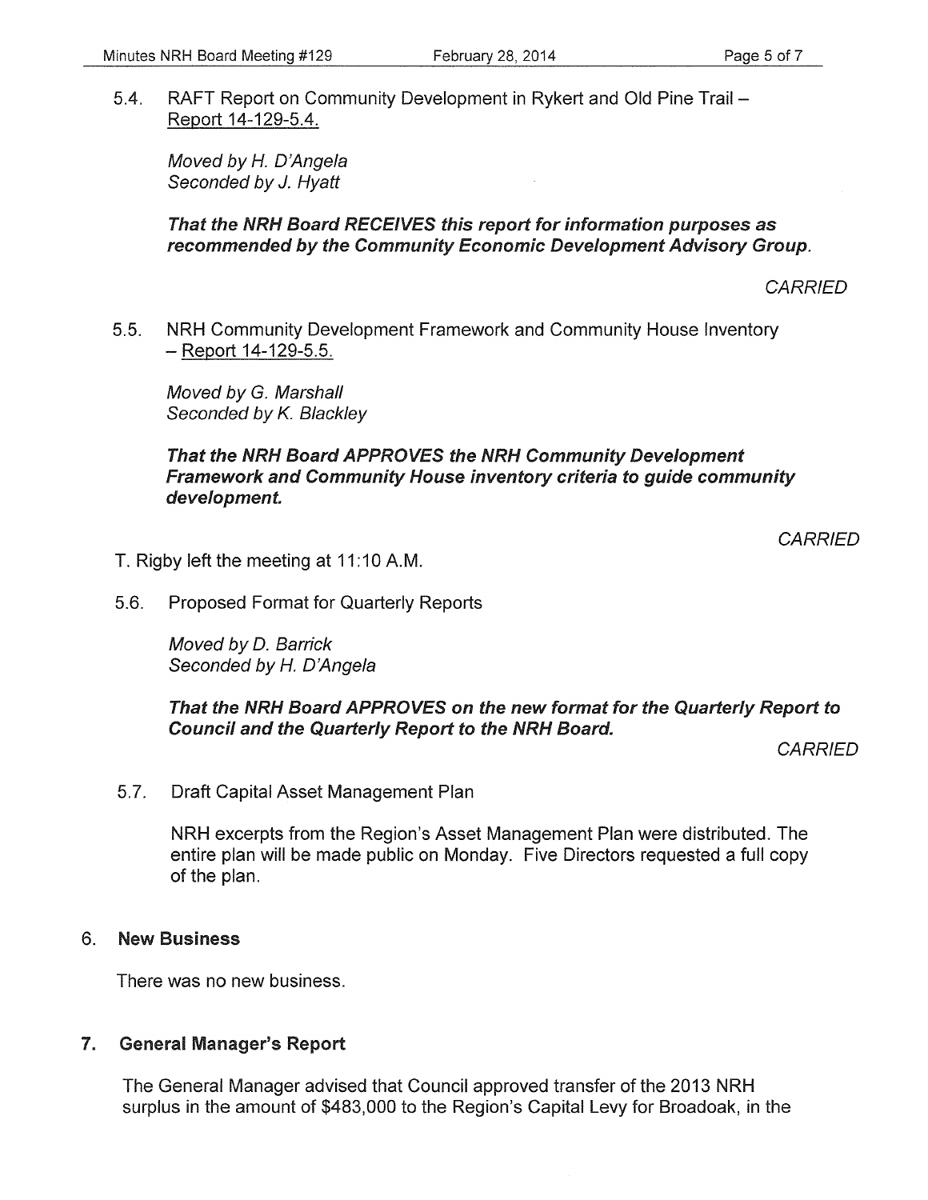5.4. RAFT Report on Community Development in Rykert and Old Pine Trail – Report 14-129-5.4.

*Moved by H. D'Angela*
*Seconded by J. Hyatt*

***That the NRH Board RECEIVES this report for information purposes as recommended by the Community Economic Development Advisory Group.***

*CARRIED*

5.5. NRH Community Development Framework and Community House Inventory – Report 14-129-5.5.

*Moved by G. Marshall*
*Seconded by K. Blackley*

***That the NRH Board APPROVES the NRH Community Development Framework and Community House inventory criteria to guide community development.***

*CARRIED*

T. Rigby left the meeting at 11:10 A.M.

5.6. Proposed Format for Quarterly Reports

*Moved by D. Barrick*
*Seconded by H. D'Angela*

***That the NRH Board APPROVES on the new format for the Quarterly Report to Council and the Quarterly Report to the NRH Board.***

*CARRIED*

5.7. Draft Capital Asset Management Plan

NRH excerpts from the Region's Asset Management Plan were distributed. The entire plan will be made public on Monday. Five Directors requested a full copy of the plan.

## 6. New Business

There was no new business.

## 7. General Manager's Report

The General Manager advised that Council approved transfer of the 2013 NRH surplus in the amount of $483,000 to the Region's Capital Levy for Broadoak, in the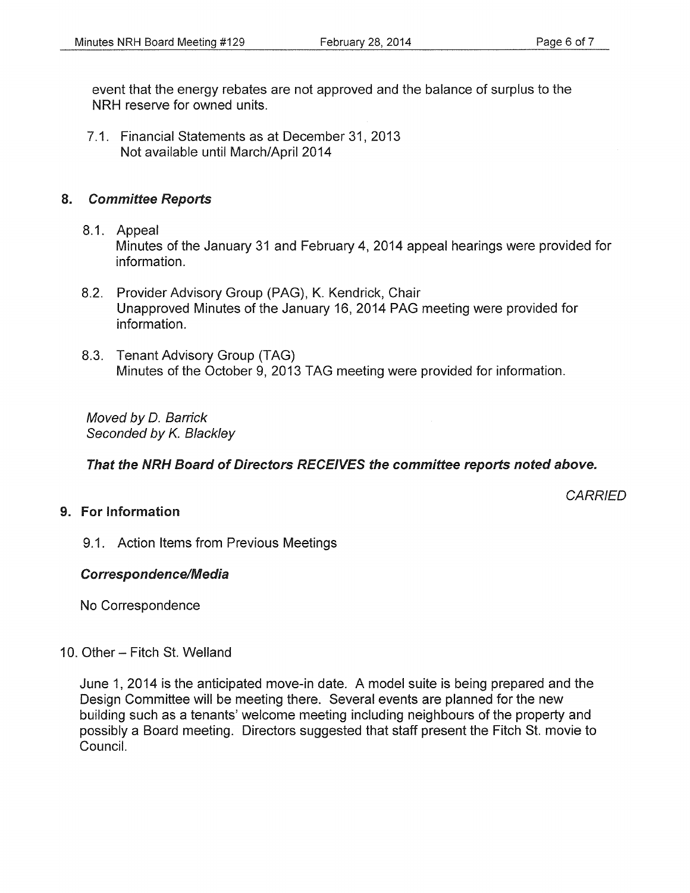event that the energy rebates are not approved and the balance of surplus to the NRH reserve for owned units.

7.1. Financial Statements as at December 31, 2013
Not available until March/April 2014

## 8. *Committee Reports*

8.1. Appeal
Minutes of the January 31 and February 4, 2014 appeal hearings were provided for information.

8.2. Provider Advisory Group (PAG), K. Kendrick, Chair
Unapproved Minutes of the January 16, 2014 PAG meeting were provided for information.

8.3. Tenant Advisory Group (TAG)
Minutes of the October 9, 2013 TAG meeting were provided for information.

*Moved by D. Barrick*
*Seconded by K. Blackley*

***That the NRH Board of Directors RECEIVES the committee reports noted above.***

*CARRIED*

## 9. For Information

9.1. Action Items from Previous Meetings

### *Correspondence/Media*

No Correspondence

10. Other – Fitch St. Welland

June 1, 2014 is the anticipated move-in date. A model suite is being prepared and the Design Committee will be meeting there. Several events are planned for the new building such as a tenants' welcome meeting including neighbours of the property and possibly a Board meeting. Directors suggested that staff present the Fitch St. movie to Council.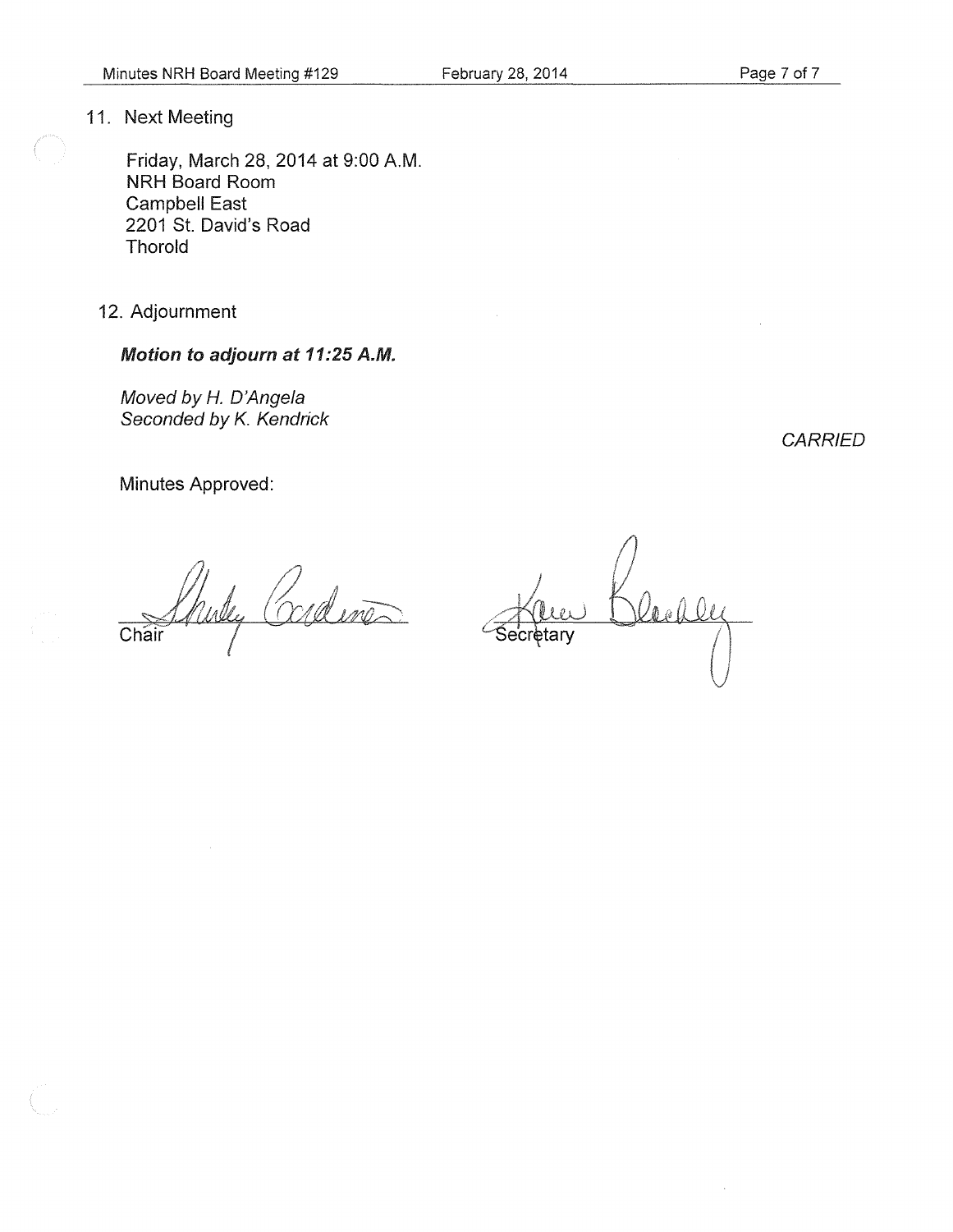11. Next Meeting

    Friday, March 28, 2014 at 9:00 A.M.
    NRH Board Room
    Campbell East
    2201 St. David's Road
    Thorold

12. Adjournment

    ***Motion to adjourn at 11:25 A.M.***

    *Moved by H. D'Angela*
    *Seconded by K. Kendrick*

    *CARRIED*

    Minutes Approved:

Chair

Secretary